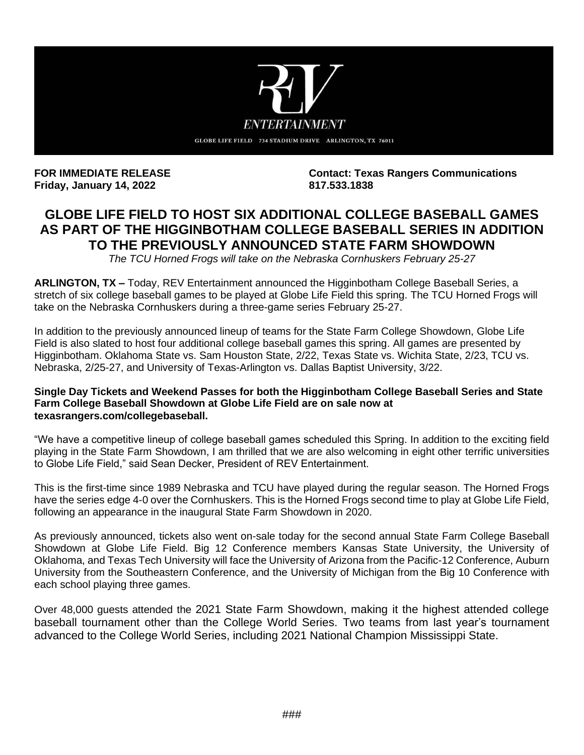REV ENTERTAINMENT

GLOBE LIFE FIELD 734 STADIUM DRIVE ARLINGTON, TX 76011

**FOR IMMEDIATE RELEASE**
**Friday, January 14, 2022**

**Contact: Texas Rangers Communications**
**817.533.1838**

# GLOBE LIFE FIELD TO HOST SIX ADDITIONAL COLLEGE BASEBALL GAMES AS PART OF THE HIGGINBOTHAM COLLEGE BASEBALL SERIES IN ADDITION TO THE PREVIOUSLY ANNOUNCED STATE FARM SHOWDOWN

*The TCU Horned Frogs will take on the Nebraska Cornhuskers February 25-27*

**ARLINGTON, TX –** Today, REV Entertainment announced the Higginbotham College Baseball Series, a stretch of six college baseball games to be played at Globe Life Field this spring. The TCU Horned Frogs will take on the Nebraska Cornhuskers during a three-game series February 25-27.

In addition to the previously announced lineup of teams for the State Farm College Showdown, Globe Life Field is also slated to host four additional college baseball games this spring. All games are presented by Higginbotham. Oklahoma State vs. Sam Houston State, 2/22, Texas State vs. Wichita State, 2/23, TCU vs. Nebraska, 2/25-27, and University of Texas-Arlington vs. Dallas Baptist University, 3/22.

**Single Day Tickets and Weekend Passes for both the Higginbotham College Baseball Series and State Farm College Baseball Showdown at Globe Life Field are on sale now at texasrangers.com/collegebaseball.**

"We have a competitive lineup of college baseball games scheduled this Spring. In addition to the exciting field playing in the State Farm Showdown, I am thrilled that we are also welcoming in eight other terrific universities to Globe Life Field," said Sean Decker, President of REV Entertainment.

This is the first-time since 1989 Nebraska and TCU have played during the regular season. The Horned Frogs have the series edge 4-0 over the Cornhuskers. This is the Horned Frogs second time to play at Globe Life Field, following an appearance in the inaugural State Farm Showdown in 2020.

As previously announced, tickets also went on-sale today for the second annual State Farm College Baseball Showdown at Globe Life Field. Big 12 Conference members Kansas State University, the University of Oklahoma, and Texas Tech University will face the University of Arizona from the Pacific-12 Conference, Auburn University from the Southeastern Conference, and the University of Michigan from the Big 10 Conference with each school playing three games.

Over 48,000 guests attended the 2021 State Farm Showdown, making it the highest attended college baseball tournament other than the College World Series. Two teams from last year's tournament advanced to the College World Series, including 2021 National Champion Mississippi State.

###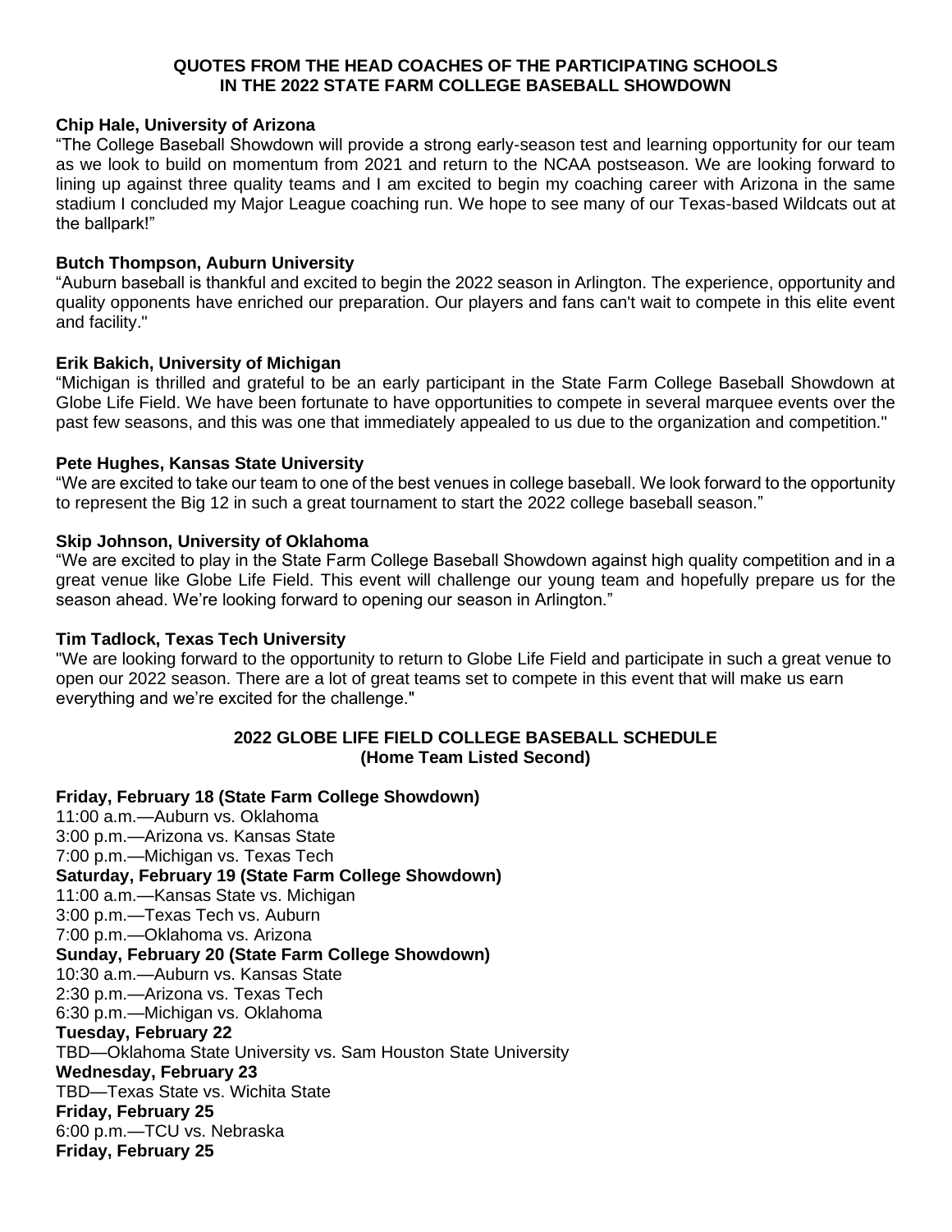## QUOTES FROM THE HEAD COACHES OF THE PARTICIPATING SCHOOLS IN THE 2022 STATE FARM COLLEGE BASEBALL SHOWDOWN

**Chip Hale, University of Arizona**

"The College Baseball Showdown will provide a strong early-season test and learning opportunity for our team as we look to build on momentum from 2021 and return to the NCAA postseason. We are looking forward to lining up against three quality teams and I am excited to begin my coaching career with Arizona in the same stadium I concluded my Major League coaching run. We hope to see many of our Texas-based Wildcats out at the ballpark!"

**Butch Thompson, Auburn University**

"Auburn baseball is thankful and excited to begin the 2022 season in Arlington. The experience, opportunity and quality opponents have enriched our preparation. Our players and fans can't wait to compete in this elite event and facility."

**Erik Bakich, University of Michigan**

"Michigan is thrilled and grateful to be an early participant in the State Farm College Baseball Showdown at Globe Life Field. We have been fortunate to have opportunities to compete in several marquee events over the past few seasons, and this was one that immediately appealed to us due to the organization and competition."

**Pete Hughes, Kansas State University**

"We are excited to take our team to one of the best venues in college baseball. We look forward to the opportunity to represent the Big 12 in such a great tournament to start the 2022 college baseball season."

**Skip Johnson, University of Oklahoma**

"We are excited to play in the State Farm College Baseball Showdown against high quality competition and in a great venue like Globe Life Field. This event will challenge our young team and hopefully prepare us for the season ahead. We're looking forward to opening our season in Arlington."

**Tim Tadlock, Texas Tech University**

"We are looking forward to the opportunity to return to Globe Life Field and participate in such a great venue to open our 2022 season. There are a lot of great teams set to compete in this event that will make us earn everything and we're excited for the challenge."

## 2022 GLOBE LIFE FIELD COLLEGE BASEBALL SCHEDULE (Home Team Listed Second)

**Friday, February 18 (State Farm College Showdown)**
11:00 a.m.—Auburn vs. Oklahoma
3:00 p.m.—Arizona vs. Kansas State
7:00 p.m.—Michigan vs. Texas Tech
**Saturday, February 19 (State Farm College Showdown)**
11:00 a.m.—Kansas State vs. Michigan
3:00 p.m.—Texas Tech vs. Auburn
7:00 p.m.—Oklahoma vs. Arizona
**Sunday, February 20 (State Farm College Showdown)**
10:30 a.m.—Auburn vs. Kansas State
2:30 p.m.—Arizona vs. Texas Tech
6:30 p.m.—Michigan vs. Oklahoma
**Tuesday, February 22**
TBD—Oklahoma State University vs. Sam Houston State University
**Wednesday, February 23**
TBD—Texas State vs. Wichita State
**Friday, February 25**
6:00 p.m.—TCU vs. Nebraska
**Friday, February 25**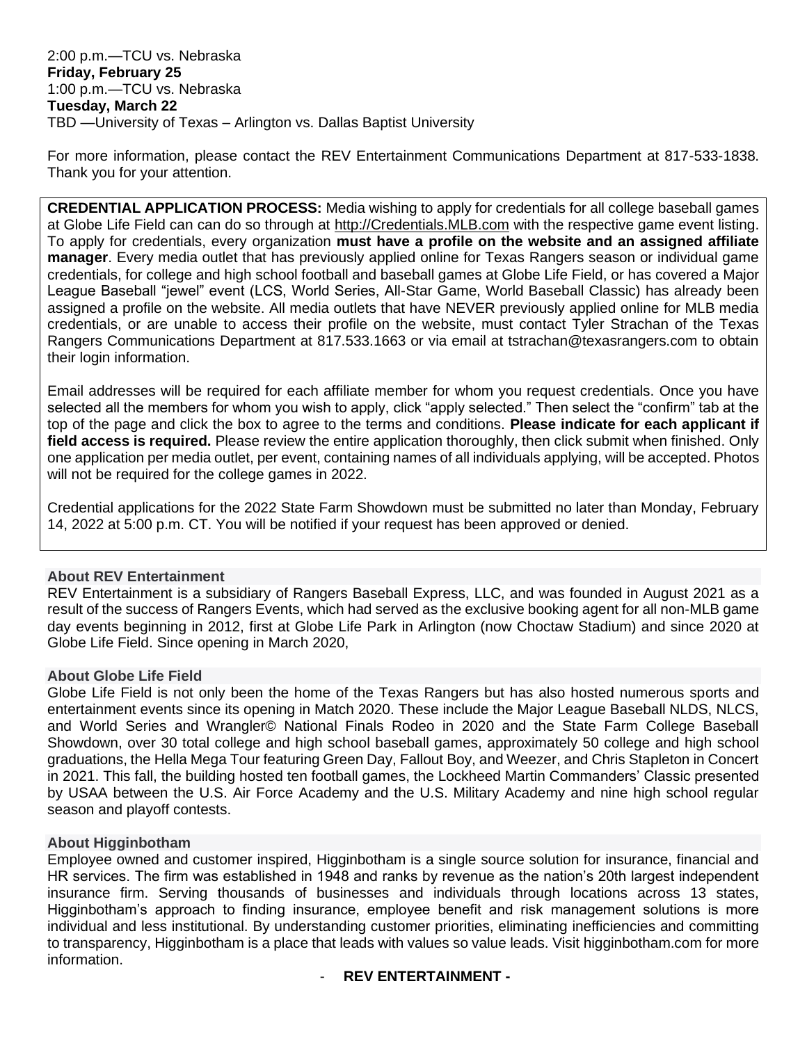2:00 p.m.—TCU vs. Nebraska
**Friday, February 25**
1:00 p.m.—TCU vs. Nebraska
**Tuesday, March 22**
TBD —University of Texas – Arlington vs. Dallas Baptist University

For more information, please contact the REV Entertainment Communications Department at 817-533-1838. Thank you for your attention.

**CREDENTIAL APPLICATION PROCESS:** Media wishing to apply for credentials for all college baseball games at Globe Life Field can can do so through at http://Credentials.MLB.com with the respective game event listing. To apply for credentials, every organization **must have a profile on the website and an assigned affiliate manager**. Every media outlet that has previously applied online for Texas Rangers season or individual game credentials, for college and high school football and baseball games at Globe Life Field, or has covered a Major League Baseball "jewel" event (LCS, World Series, All-Star Game, World Baseball Classic) has already been assigned a profile on the website. All media outlets that have NEVER previously applied online for MLB media credentials, or are unable to access their profile on the website, must contact Tyler Strachan of the Texas Rangers Communications Department at 817.533.1663 or via email at tstrachan@texasrangers.com to obtain their login information.

Email addresses will be required for each affiliate member for whom you request credentials. Once you have selected all the members for whom you wish to apply, click "apply selected." Then select the "confirm" tab at the top of the page and click the box to agree to the terms and conditions. **Please indicate for each applicant if field access is required.** Please review the entire application thoroughly, then click submit when finished. Only one application per media outlet, per event, containing names of all individuals applying, will be accepted. Photos will not be required for the college games in 2022.

Credential applications for the 2022 State Farm Showdown must be submitted no later than Monday, February 14, 2022 at 5:00 p.m. CT. You will be notified if your request has been approved or denied.

**About REV Entertainment**

REV Entertainment is a subsidiary of Rangers Baseball Express, LLC, and was founded in August 2021 as a result of the success of Rangers Events, which had served as the exclusive booking agent for all non-MLB game day events beginning in 2012, first at Globe Life Park in Arlington (now Choctaw Stadium) and since 2020 at Globe Life Field. Since opening in March 2020,

**About Globe Life Field**

Globe Life Field is not only been the home of the Texas Rangers but has also hosted numerous sports and entertainment events since its opening in Match 2020. These include the Major League Baseball NLDS, NLCS, and World Series and Wrangler© National Finals Rodeo in 2020 and the State Farm College Baseball Showdown, over 30 total college and high school baseball games, approximately 50 college and high school graduations, the Hella Mega Tour featuring Green Day, Fallout Boy, and Weezer, and Chris Stapleton in Concert in 2021. This fall, the building hosted ten football games, the Lockheed Martin Commanders' Classic presented by USAA between the U.S. Air Force Academy and the U.S. Military Academy and nine high school regular season and playoff contests.

**About Higginbotham**

Employee owned and customer inspired, Higginbotham is a single source solution for insurance, financial and HR services. The firm was established in 1948 and ranks by revenue as the nation's 20th largest independent insurance firm. Serving thousands of businesses and individuals through locations across 13 states, Higginbotham's approach to finding insurance, employee benefit and risk management solutions is more individual and less institutional. By understanding customer priorities, eliminating inefficiencies and committing to transparency, Higginbotham is a place that leads with values so value leads. Visit higginbotham.com for more information.

**- REV ENTERTAINMENT -**